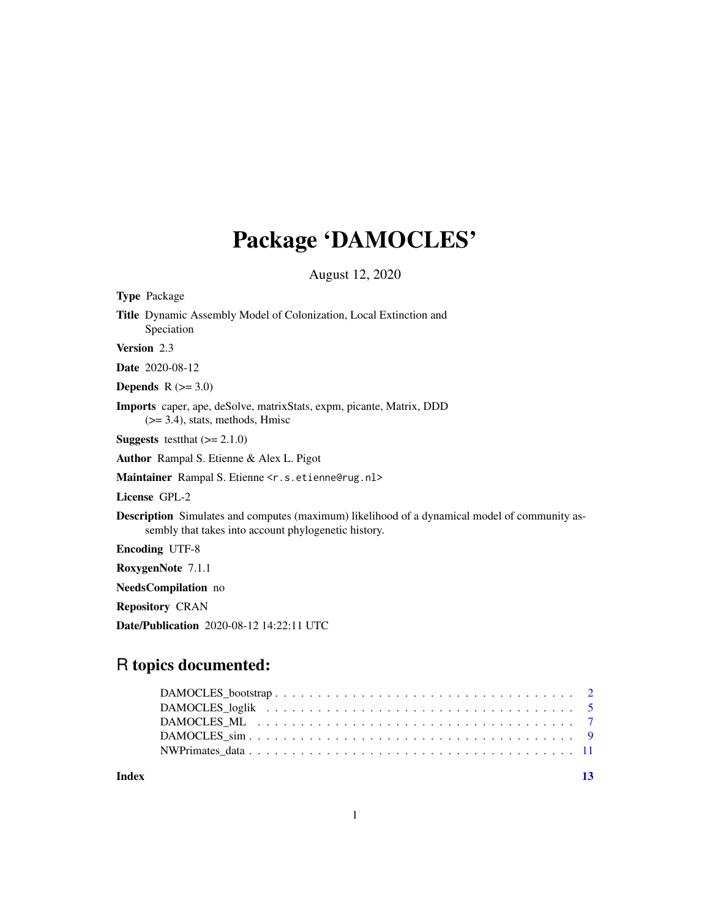# Package ‘DAMOCLES’

August 12, 2020

**Type** Package

**Title** Dynamic Assembly Model of Colonization, Local Extinction and Speciation

**Version** 2.3

**Date** 2020-08-12

**Depends** R (>= 3.0)

**Imports** caper, ape, deSolve, matrixStats, expm, picante, Matrix, DDD (>= 3.4), stats, methods, Hmisc

**Suggests** testthat (>= 2.1.0)

**Author** Rampal S. Etienne & Alex L. Pigot

**Maintainer** Rampal S. Etienne <r.s.etienne@rug.nl>

**License** GPL-2

**Description** Simulates and computes (maximum) likelihood of a dynamical model of community assembly that takes into account phylogenetic history.

**Encoding** UTF-8

**RoxygenNote** 7.1.1

**NeedsCompilation** no

**Repository** CRAN

**Date/Publication** 2020-08-12 14:22:11 UTC

## R topics documented:

- DAMOCLES_bootstrap . . . . . . . . . . . . . . . . . . . . . . . . . . . . . . . . . . 2
- DAMOCLES_loglik . . . . . . . . . . . . . . . . . . . . . . . . . . . . . . . . . . . . 5
- DAMOCLES_ML . . . . . . . . . . . . . . . . . . . . . . . . . . . . . . . . . . . . . . 7
- DAMOCLES_sim . . . . . . . . . . . . . . . . . . . . . . . . . . . . . . . . . . . . . . 9
- NWPrimates_data . . . . . . . . . . . . . . . . . . . . . . . . . . . . . . . . . . . . 11

**Index** 13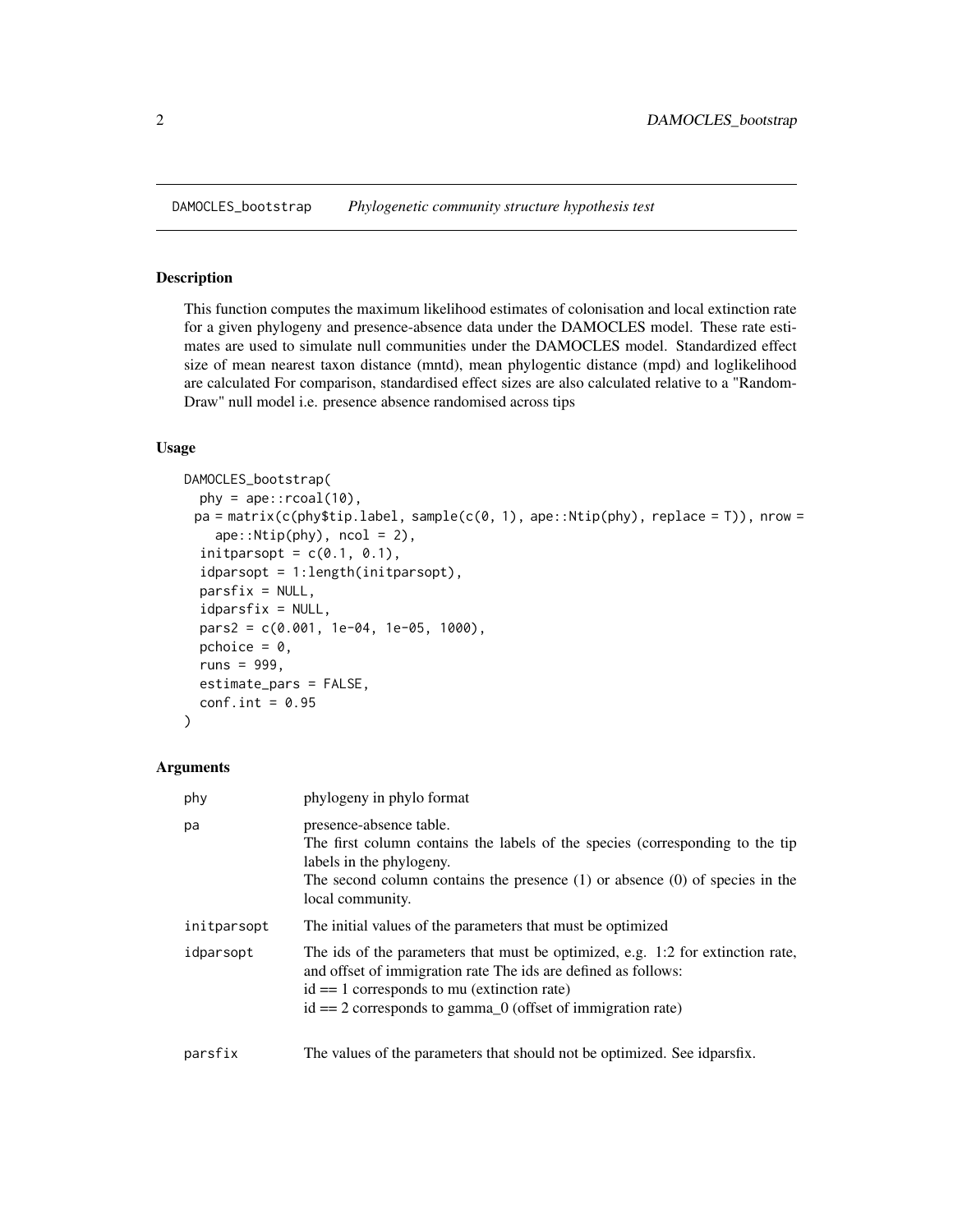## DAMOCLES_bootstrap *Phylogenetic community structure hypothesis test*

### Description

This function computes the maximum likelihood estimates of colonisation and local extinction rate for a given phylogeny and presence-absence data under the DAMOCLES model. These rate estimates are used to simulate null communities under the DAMOCLES model. Standardized effect size of mean nearest taxon distance (mntd), mean phylogentic distance (mpd) and loglikelihood are calculated For comparison, standardised effect sizes are also calculated relative to a "Random-Draw" null model i.e. presence absence randomised across tips

### Usage

```
DAMOCLES_bootstrap(
  phy = ape::rcoal(10),
  pa = matrix(c(phy$tip.label, sample(c(0, 1), ape::Ntip(phy), replace = T)), nrow =
    ape::Ntip(phy), ncol = 2),
  initparsopt = c(0.1, 0.1),
  idparsopt = 1:length(initparsopt),
  parsfix = NULL,
  idparsfix = NULL,
  pars2 = c(0.001, 1e-04, 1e-05, 1000),
  pchoice = 0,
  runs = 999,
  estimate_pars = FALSE,
  conf.int = 0.95
)
```

### Arguments

| | |
|---|---|
| phy | phylogeny in phylo format |
| pa | presence-absence table.<br>The first column contains the labels of the species (corresponding to the tip labels in the phylogeny.<br>The second column contains the presence (1) or absence (0) of species in the local community. |
| initparsopt | The initial values of the parameters that must be optimized |
| idparsopt | The ids of the parameters that must be optimized, e.g. 1:2 for extinction rate, and offset of immigration rate The ids are defined as follows:<br>id == 1 corresponds to mu (extinction rate)<br>id == 2 corresponds to gamma_0 (offset of immigration rate) |
| parsfix | The values of the parameters that should not be optimized. See idparsfix. |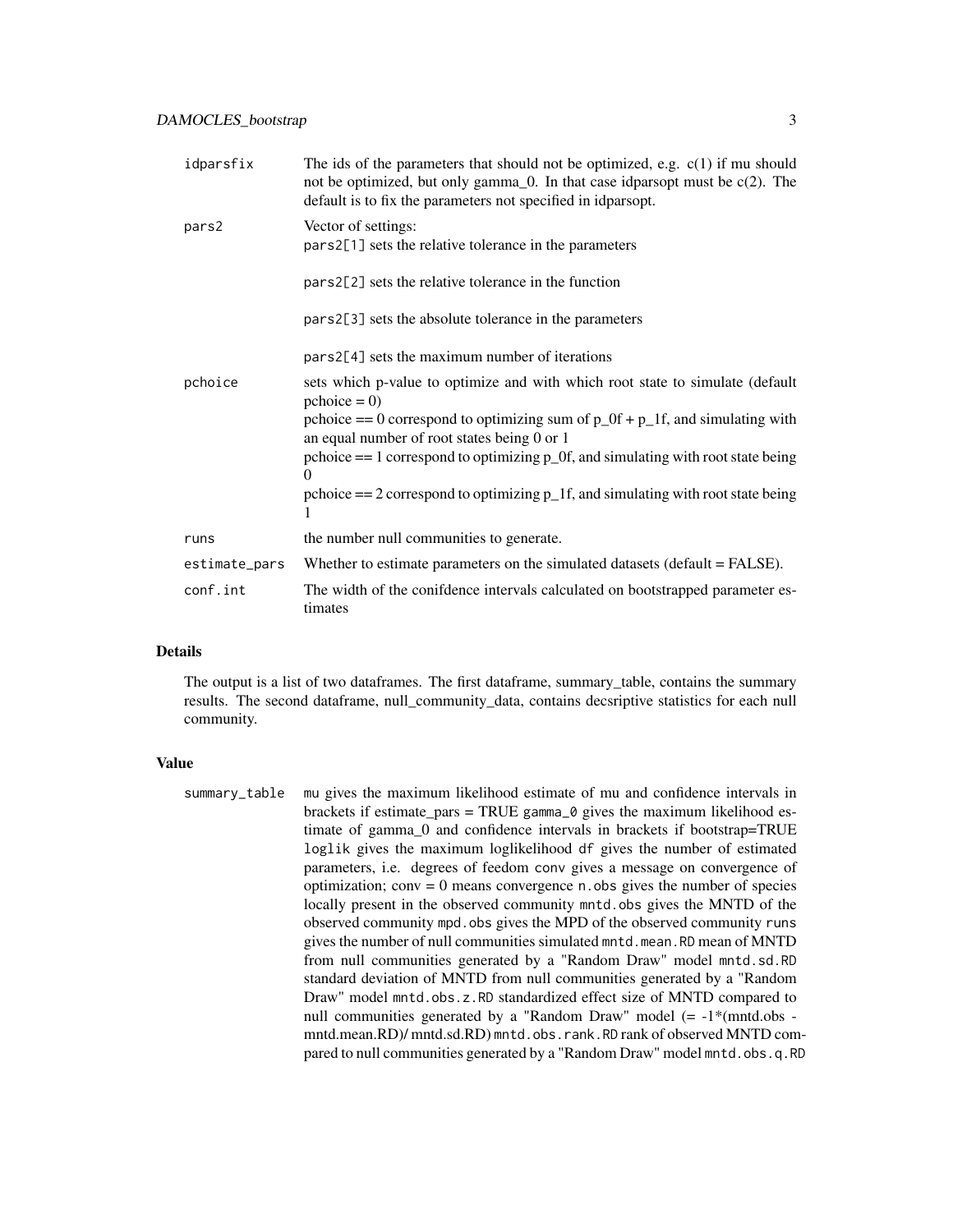| | |
|---|---|
| idparsfix | The ids of the parameters that should not be optimized, e.g. c(1) if mu should not be optimized, but only gamma_0. In that case idparsopt must be c(2). The default is to fix the parameters not specified in idparsopt. |
| pars2 | Vector of settings:<br>pars2[1] sets the relative tolerance in the parameters<br><br>pars2[2] sets the relative tolerance in the function<br><br>pars2[3] sets the absolute tolerance in the parameters<br><br>pars2[4] sets the maximum number of iterations |
| pchoice | sets which p-value to optimize and with which root state to simulate (default pchoice = 0)<br>pchoice == 0 correspond to optimizing sum of p_0f + p_1f, and simulating with an equal number of root states being 0 or 1<br>pchoice == 1 correspond to optimizing p_0f, and simulating with root state being 0<br>pchoice == 2 correspond to optimizing p_1f, and simulating with root state being 1 |
| runs | the number null communities to generate. |
| estimate_pars | Whether to estimate parameters on the simulated datasets (default = FALSE). |
| conf.int | The width of the conifdence intervals calculated on bootstrapped parameter estimates |

### Details

The output is a list of two dataframes. The first dataframe, summary_table, contains the summary results. The second dataframe, null_community_data, contains decsriptive statistics for each null community.

### Value

| | |
|---|---|
| summary_table | `mu` gives the maximum likelihood estimate of mu and confidence intervals in brackets if estimate_pars = TRUE `gamma_0` gives the maximum likelihood estimate of gamma_0 and confidence intervals in brackets if bootstrap=TRUE `loglik` gives the maximum loglikelihood `df` gives the number of estimated parameters, i.e. degrees of feedom `conv` gives a message on convergence of optimization; conv = 0 means convergence `n.obs` gives the number of species locally present in the observed community `mntd.obs` gives the MNTD of the observed community `mpd.obs` gives the MPD of the observed community `runs` gives the number of null communities simulated `mntd.mean.RD` mean of MNTD from null communities generated by a "Random Draw" model `mntd.sd.RD` standard deviation of MNTD from null communities generated by a "Random Draw" model `mntd.obs.z.RD` standardized effect size of MNTD compared to null communities generated by a "Random Draw" model (= -1*(mntd.obs - mntd.mean.RD)/ mntd.sd.RD) `mntd.obs.rank.RD` rank of observed MNTD compared to null communities generated by a "Random Draw" model `mntd.obs.q.RD` |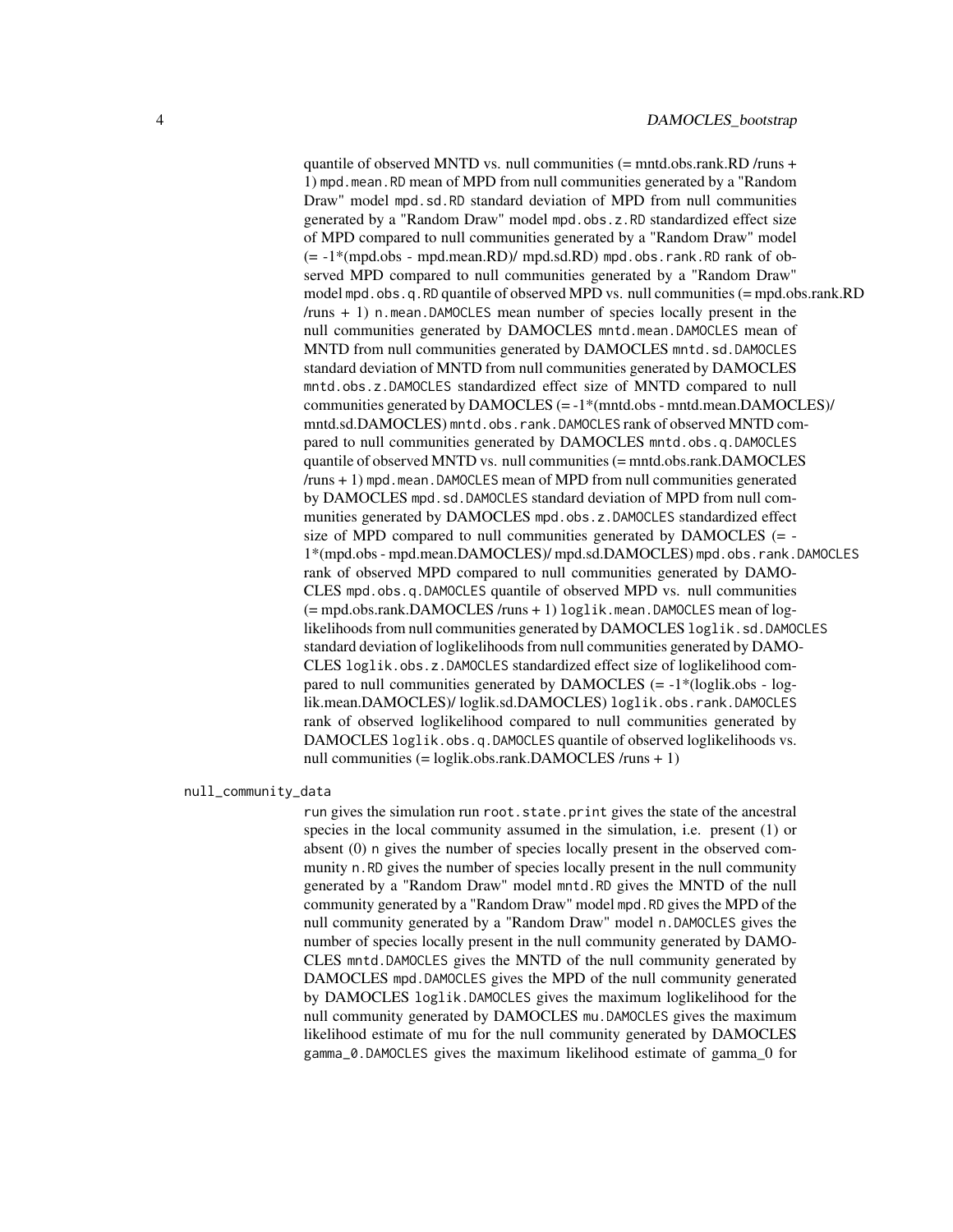quantile of observed MNTD vs. null communities (= mntd.obs.rank.RD /runs + 1) `mpd.mean.RD` mean of MPD from null communities generated by a "Random Draw" model `mpd.sd.RD` standard deviation of MPD from null communities generated by a "Random Draw" model `mpd.obs.z.RD` standardized effect size of MPD compared to null communities generated by a "Random Draw" model (= -1*(mpd.obs - mpd.mean.RD)/ mpd.sd.RD) `mpd.obs.rank.RD` rank of observed MPD compared to null communities generated by a "Random Draw" model `mpd.obs.q.RD` quantile of observed MPD vs. null communities (= mpd.obs.rank.RD /runs + 1) `n.mean.DAMOCLES` mean number of species locally present in the null communities generated by DAMOCLES `mntd.mean.DAMOCLES` mean of MNTD from null communities generated by DAMOCLES `mntd.sd.DAMOCLES` standard deviation of MNTD from null communities generated by DAMOCLES `mntd.obs.z.DAMOCLES` standardized effect size of MNTD compared to null communities generated by DAMOCLES (= -1*(mntd.obs - mntd.mean.DAMOCLES)/ mntd.sd.DAMOCLES) `mntd.obs.rank.DAMOCLES` rank of observed MNTD compared to null communities generated by DAMOCLES `mntd.obs.q.DAMOCLES` quantile of observed MNTD vs. null communities (= mntd.obs.rank.DAMOCLES /runs + 1) `mpd.mean.DAMOCLES` mean of MPD from null communities generated by DAMOCLES `mpd.sd.DAMOCLES` standard deviation of MPD from null communities generated by DAMOCLES `mpd.obs.z.DAMOCLES` standardized effect size of MPD compared to null communities generated by DAMOCLES (= -1*(mpd.obs - mpd.mean.DAMOCLES)/ mpd.sd.DAMOCLES) `mpd.obs.rank.DAMOCLES` rank of observed MPD compared to null communities generated by DAMOCLES `mpd.obs.q.DAMOCLES` quantile of observed MPD vs. null communities (= mpd.obs.rank.DAMOCLES /runs + 1) `loglik.mean.DAMOCLES` mean of loglikelihoods from null communities generated by DAMOCLES `loglik.sd.DAMOCLES` standard deviation of loglikelihoods from null communities generated by DAMOCLES `loglik.obs.z.DAMOCLES` standardized effect size of loglikelihood compared to null communities generated by DAMOCLES (= -1*(loglik.obs - loglik.mean.DAMOCLES)/ loglik.sd.DAMOCLES) `loglik.obs.rank.DAMOCLES` rank of observed loglikelihood compared to null communities generated by DAMOCLES `loglik.obs.q.DAMOCLES` quantile of observed loglikelihoods vs. null communities (= loglik.obs.rank.DAMOCLES /runs + 1)

`null_community_data`

: `run` gives the simulation run `root.state.print` gives the state of the ancestral species in the local community assumed in the simulation, i.e. present (1) or absent (0) `n` gives the number of species locally present in the observed community `n.RD` gives the number of species locally present in the null community generated by a "Random Draw" model `mntd.RD` gives the MNTD of the null community generated by a "Random Draw" model `mpd.RD` gives the MPD of the null community generated by a "Random Draw" model `n.DAMOCLES` gives the number of species locally present in the null community generated by DAMOCLES `mntd.DAMOCLES` gives the MNTD of the null community generated by DAMOCLES `mpd.DAMOCLES` gives the MPD of the null community generated by DAMOCLES `loglik.DAMOCLES` gives the maximum loglikelihood for the null community generated by DAMOCLES `mu.DAMOCLES` gives the maximum likelihood estimate of mu for the null community generated by DAMOCLES `gamma_0.DAMOCLES` gives the maximum likelihood estimate of gamma_0 for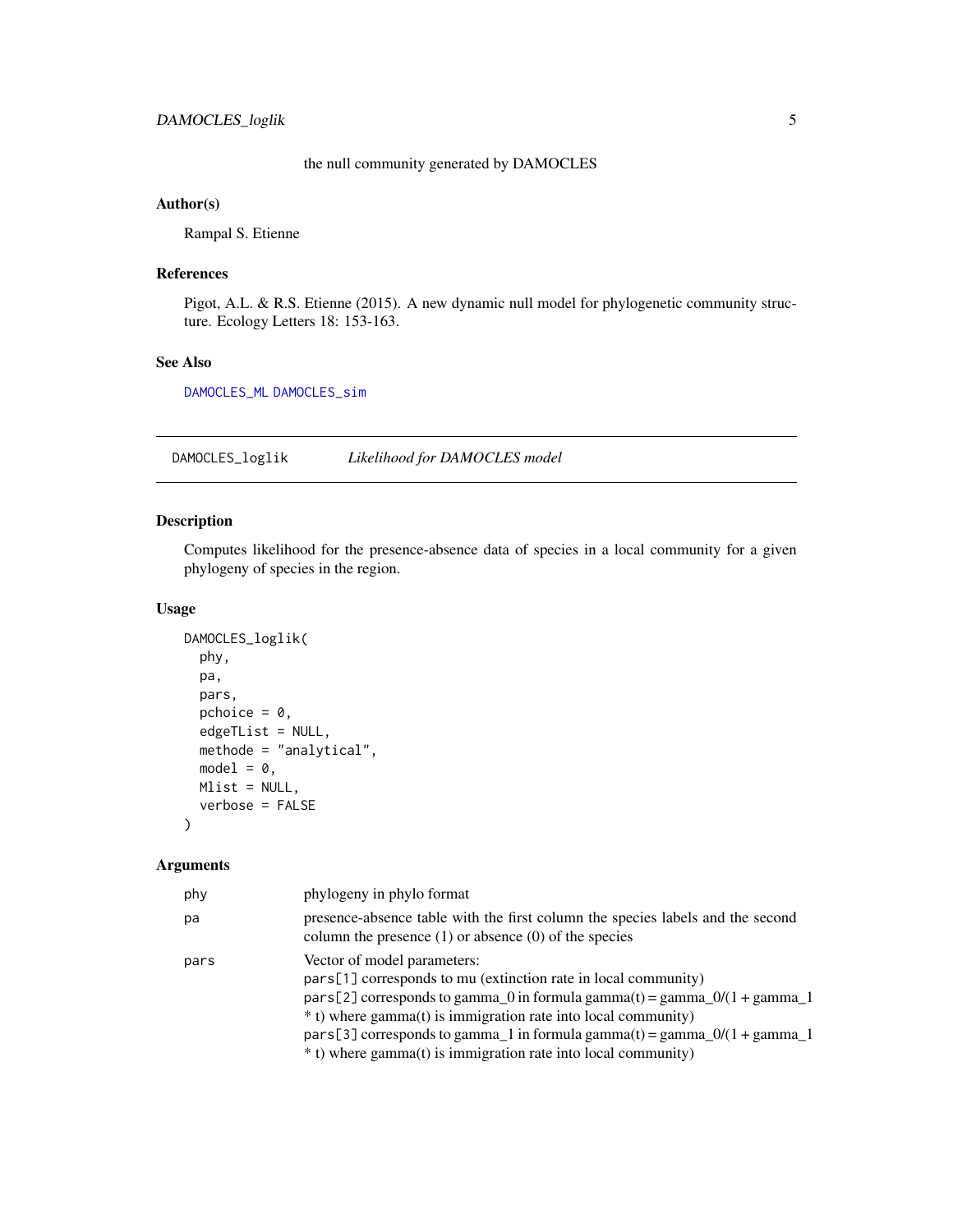the null community generated by DAMOCLES

### Author(s)

Rampal S. Etienne

### References

Pigot, A.L. & R.S. Etienne (2015). A new dynamic null model for phylogenetic community structure. Ecology Letters 18: 153-163.

### See Also

DAMOCLES_ML DAMOCLES_sim

---

## DAMOCLES_loglik *Likelihood for DAMOCLES model*

### Description

Computes likelihood for the presence-absence data of species in a local community for a given phylogeny of species in the region.

### Usage

```
DAMOCLES_loglik(
  phy,
  pa,
  pars,
  pchoice = 0,
  edgeTList = NULL,
  methode = "analytical",
  model = 0,
  Mlist = NULL,
  verbose = FALSE
)
```

### Arguments

| | |
|---|---|
| phy | phylogeny in phylo format |
| pa | presence-absence table with the first column the species labels and the second column the presence (1) or absence (0) of the species |
| pars | Vector of model parameters:<br>pars[1] corresponds to mu (extinction rate in local community)<br>pars[2] corresponds to gamma_0 in formula gamma(t) = gamma_0/(1 + gamma_1 * t) where gamma(t) is immigration rate into local community)<br>pars[3] corresponds to gamma_1 in formula gamma(t) = gamma_0/(1 + gamma_1 * t) where gamma(t) is immigration rate into local community) |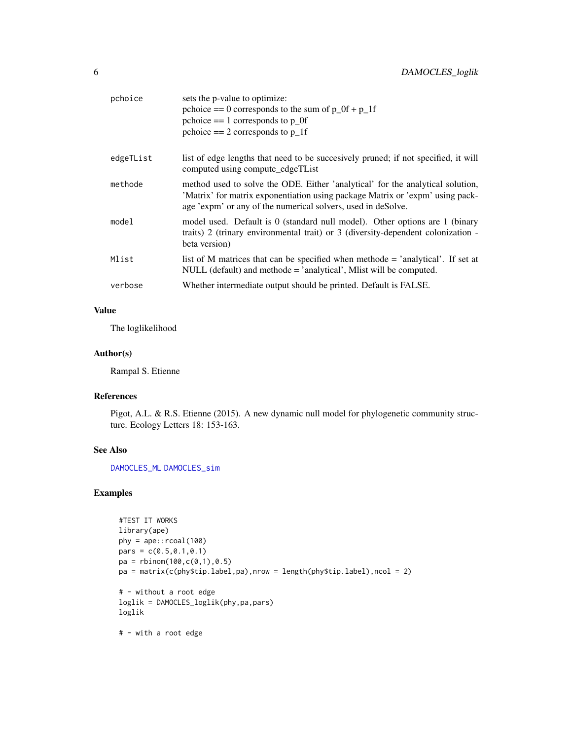| | |
|---|---|
| pchoice | sets the p-value to optimize:<br>pchoice == 0 corresponds to the sum of p_0f + p_1f<br>pchoice == 1 corresponds to p_0f<br>pchoice == 2 corresponds to p_1f |
| edgeTList | list of edge lengths that need to be succesively pruned; if not specified, it will computed using compute_edgeTList |
| methode | method used to solve the ODE. Either 'analytical' for the analytical solution, 'Matrix' for matrix exponentiation using package Matrix or 'expm' using package 'expm' or any of the numerical solvers, used in deSolve. |
| model | model used. Default is 0 (standard null model). Other options are 1 (binary traits) 2 (trinary environmental trait) or 3 (diversity-dependent colonization - beta version) |
| Mlist | list of M matrices that can be specified when methode = 'analytical'. If set at NULL (default) and methode = 'analytical', Mlist will be computed. |
| verbose | Whether intermediate output should be printed. Default is FALSE. |

## Value

The loglikelihood

## Author(s)

Rampal S. Etienne

## References

Pigot, A.L. & R.S. Etienne (2015). A new dynamic null model for phylogenetic community structure. Ecology Letters 18: 153-163.

## See Also

DAMOCLES_ML DAMOCLES_sim

## Examples

```
#TEST IT WORKS
library(ape)
phy = ape::rcoal(100)
pars = c(0.5,0.1,0.1)
pa = rbinom(100,c(0,1),0.5)
pa = matrix(c(phy$tip.label,pa),nrow = length(phy$tip.label),ncol = 2)

# - without a root edge
loglik = DAMOCLES_loglik(phy,pa,pars)
loglik

# - with a root edge
```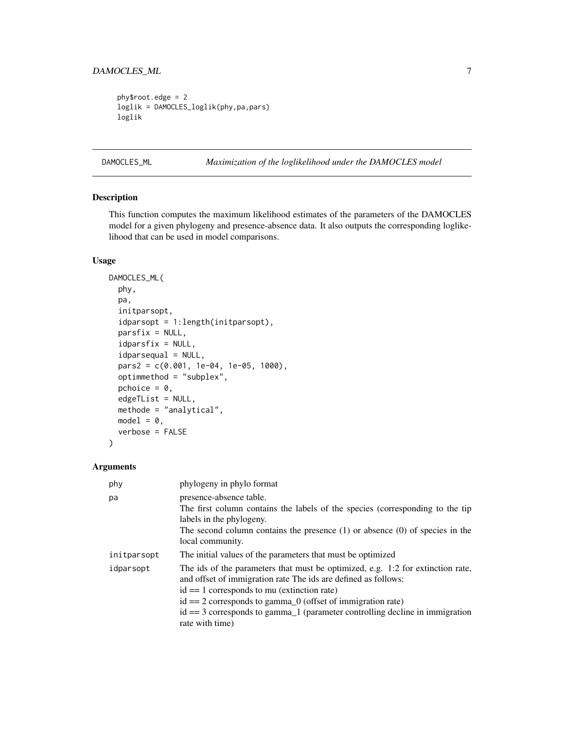```
phy$root.edge = 2
loglik = DAMOCLES_loglik(phy,pa,pars)
loglik
```

## DAMOCLES_ML — *Maximization of the loglikelihood under the DAMOCLES model*

### Description

This function computes the maximum likelihood estimates of the parameters of the DAMOCLES model for a given phylogeny and presence-absence data. It also outputs the corresponding loglikelihood that can be used in model comparisons.

### Usage

```
DAMOCLES_ML(
  phy,
  pa,
  initparsopt,
  idparsopt = 1:length(initparsopt),
  parsfix = NULL,
  idparsfix = NULL,
  idparsequal = NULL,
  pars2 = c(0.001, 1e-04, 1e-05, 1000),
  optimmethod = "subplex",
  pchoice = 0,
  edgeTList = NULL,
  methode = "analytical",
  model = 0,
  verbose = FALSE
)
```

### Arguments

| | |
|---|---|
| phy | phylogeny in phylo format |
| pa | presence-absence table.<br>The first column contains the labels of the species (corresponding to the tip labels in the phylogeny.<br>The second column contains the presence (1) or absence (0) of species in the local community. |
| initparsopt | The initial values of the parameters that must be optimized |
| idparsopt | The ids of the parameters that must be optimized, e.g. 1:2 for extinction rate, and offset of immigration rate The ids are defined as follows:<br>id == 1 corresponds to mu (extinction rate)<br>id == 2 corresponds to gamma_0 (offset of immigration rate)<br>id == 3 corresponds to gamma_1 (parameter controlling decline in immigration rate with time) |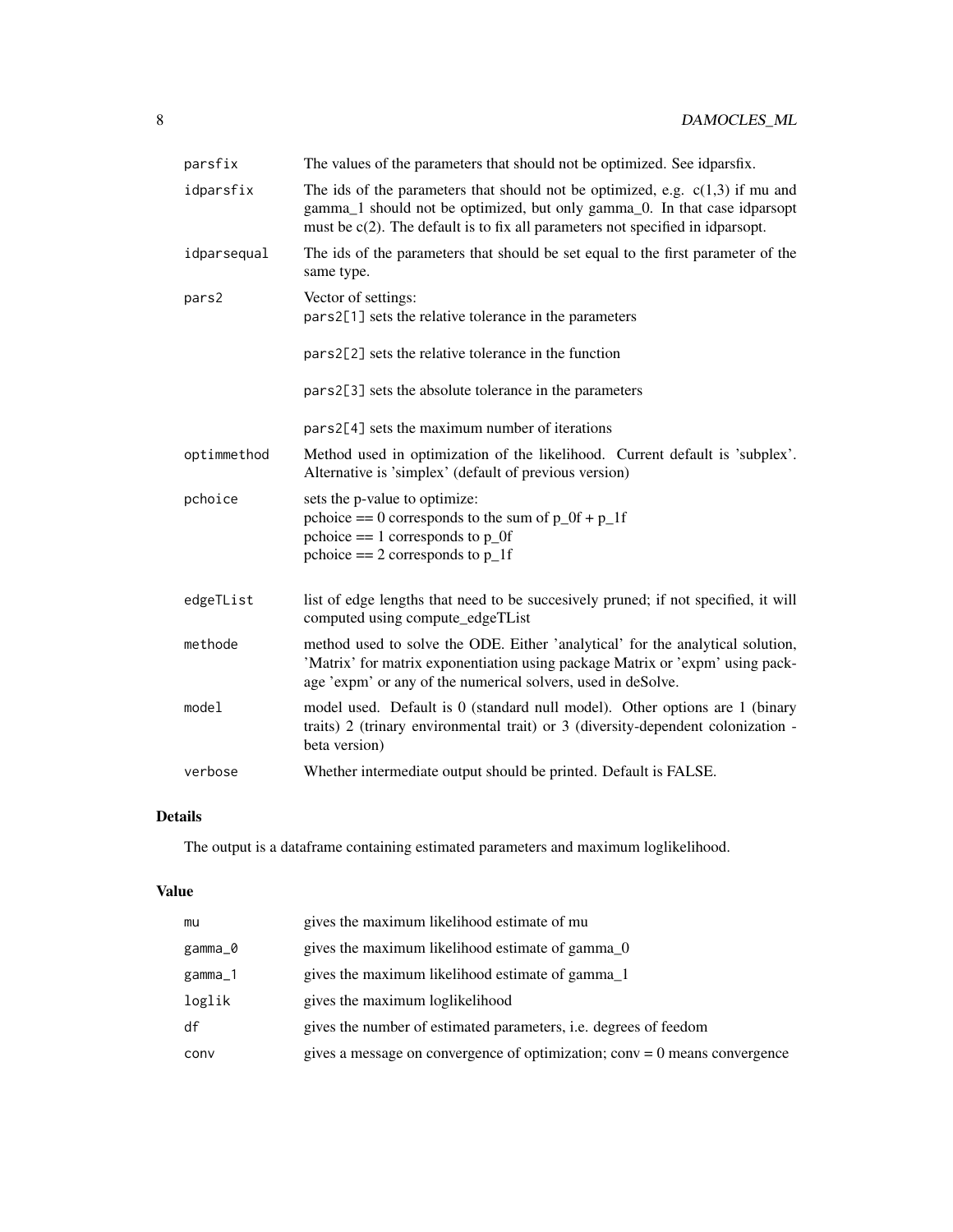| | |
|---|---|
| parsfix | The values of the parameters that should not be optimized. See idparsfix. |
| idparsfix | The ids of the parameters that should not be optimized, e.g. c(1,3) if mu and gamma_1 should not be optimized, but only gamma_0. In that case idparsopt must be c(2). The default is to fix all parameters not specified in idparsopt. |
| idparsequal | The ids of the parameters that should be set equal to the first parameter of the same type. |
| pars2 | Vector of settings:<br>pars2[1] sets the relative tolerance in the parameters<br><br>pars2[2] sets the relative tolerance in the function<br><br>pars2[3] sets the absolute tolerance in the parameters<br><br>pars2[4] sets the maximum number of iterations |
| optimmethod | Method used in optimization of the likelihood. Current default is 'subplex'. Alternative is 'simplex' (default of previous version) |
| pchoice | sets the p-value to optimize:<br>pchoice == 0 corresponds to the sum of p_0f + p_1f<br>pchoice == 1 corresponds to p_0f<br>pchoice == 2 corresponds to p_1f |
| edgeTList | list of edge lengths that need to be succesively pruned; if not specified, it will computed using compute_edgeTList |
| methode | method used to solve the ODE. Either 'analytical' for the analytical solution, 'Matrix' for matrix exponentiation using package Matrix or 'expm' using package 'expm' or any of the numerical solvers, used in deSolve. |
| model | model used. Default is 0 (standard null model). Other options are 1 (binary traits) 2 (trinary environmental trait) or 3 (diversity-dependent colonization - beta version) |
| verbose | Whether intermediate output should be printed. Default is FALSE. |

## Details

The output is a dataframe containing estimated parameters and maximum loglikelihood.

## Value

| | |
|---|---|
| mu | gives the maximum likelihood estimate of mu |
| gamma_0 | gives the maximum likelihood estimate of gamma_0 |
| gamma_1 | gives the maximum likelihood estimate of gamma_1 |
| loglik | gives the maximum loglikelihood |
| df | gives the number of estimated parameters, i.e. degrees of feedom |
| conv | gives a message on convergence of optimization; conv = 0 means convergence |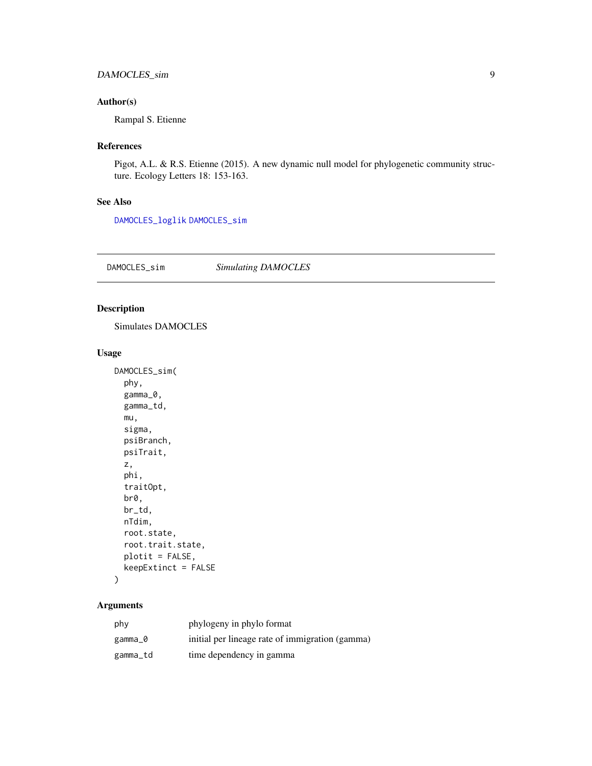## Author(s)

Rampal S. Etienne

## References

Pigot, A.L. & R.S. Etienne (2015). A new dynamic null model for phylogenetic community structure. Ecology Letters 18: 153-163.

## See Also

DAMOCLES_loglik DAMOCLES_sim

---

# DAMOCLES_sim — *Simulating DAMOCLES*

## Description

Simulates DAMOCLES

## Usage

```
DAMOCLES_sim(
  phy,
  gamma_0,
  gamma_td,
  mu,
  sigma,
  psiBranch,
  psiTrait,
  z,
  phi,
  traitOpt,
  br0,
  br_td,
  nTdim,
  root.state,
  root.trait.state,
  plotit = FALSE,
  keepExtinct = FALSE
)
```

## Arguments

| | |
|---|---|
| phy | phylogeny in phylo format |
| gamma_0 | initial per lineage rate of immigration (gamma) |
| gamma_td | time dependency in gamma |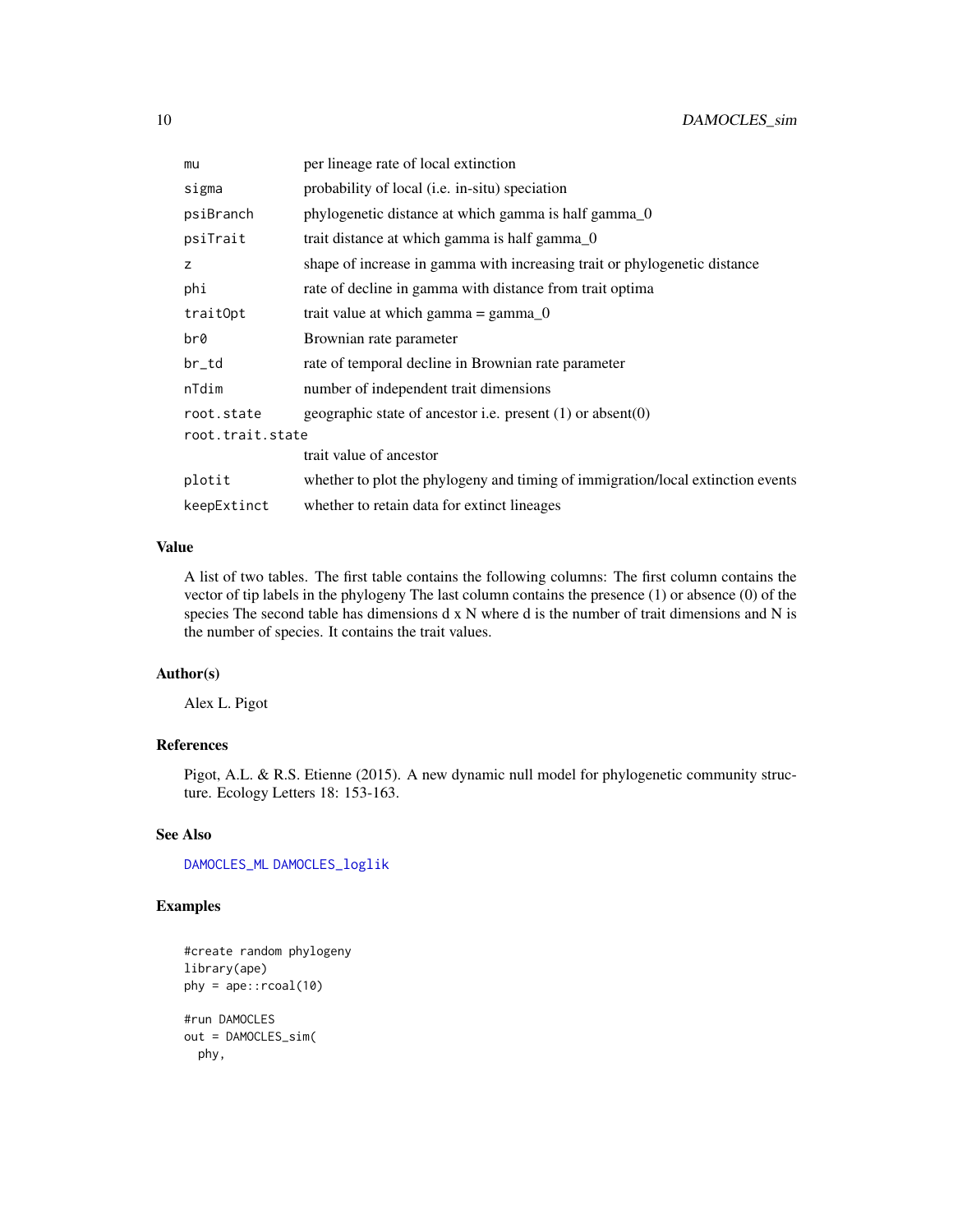| | |
|---|---|
| mu | per lineage rate of local extinction |
| sigma | probability of local (i.e. in-situ) speciation |
| psiBranch | phylogenetic distance at which gamma is half gamma_0 |
| psiTrait | trait distance at which gamma is half gamma_0 |
| z | shape of increase in gamma with increasing trait or phylogenetic distance |
| phi | rate of decline in gamma with distance from trait optima |
| traitOpt | trait value at which gamma = gamma_0 |
| br0 | Brownian rate parameter |
| br_td | rate of temporal decline in Brownian rate parameter |
| nTdim | number of independent trait dimensions |
| root.state | geographic state of ancestor i.e. present (1) or absent(0) |
| root.trait.state | trait value of ancestor |
| plotit | whether to plot the phylogeny and timing of immigration/local extinction events |
| keepExtinct | whether to retain data for extinct lineages |

### Value

A list of two tables. The first table contains the following columns: The first column contains the vector of tip labels in the phylogeny The last column contains the presence (1) or absence (0) of the species The second table has dimensions d x N where d is the number of trait dimensions and N is the number of species. It contains the trait values.

### Author(s)

Alex L. Pigot

### References

Pigot, A.L. & R.S. Etienne (2015). A new dynamic null model for phylogenetic community structure. Ecology Letters 18: 153-163.

### See Also

DAMOCLES_ML DAMOCLES_loglik

### Examples

```
#create random phylogeny
library(ape)
phy = ape::rcoal(10)

#run DAMOCLES
out = DAMOCLES_sim(
  phy,
```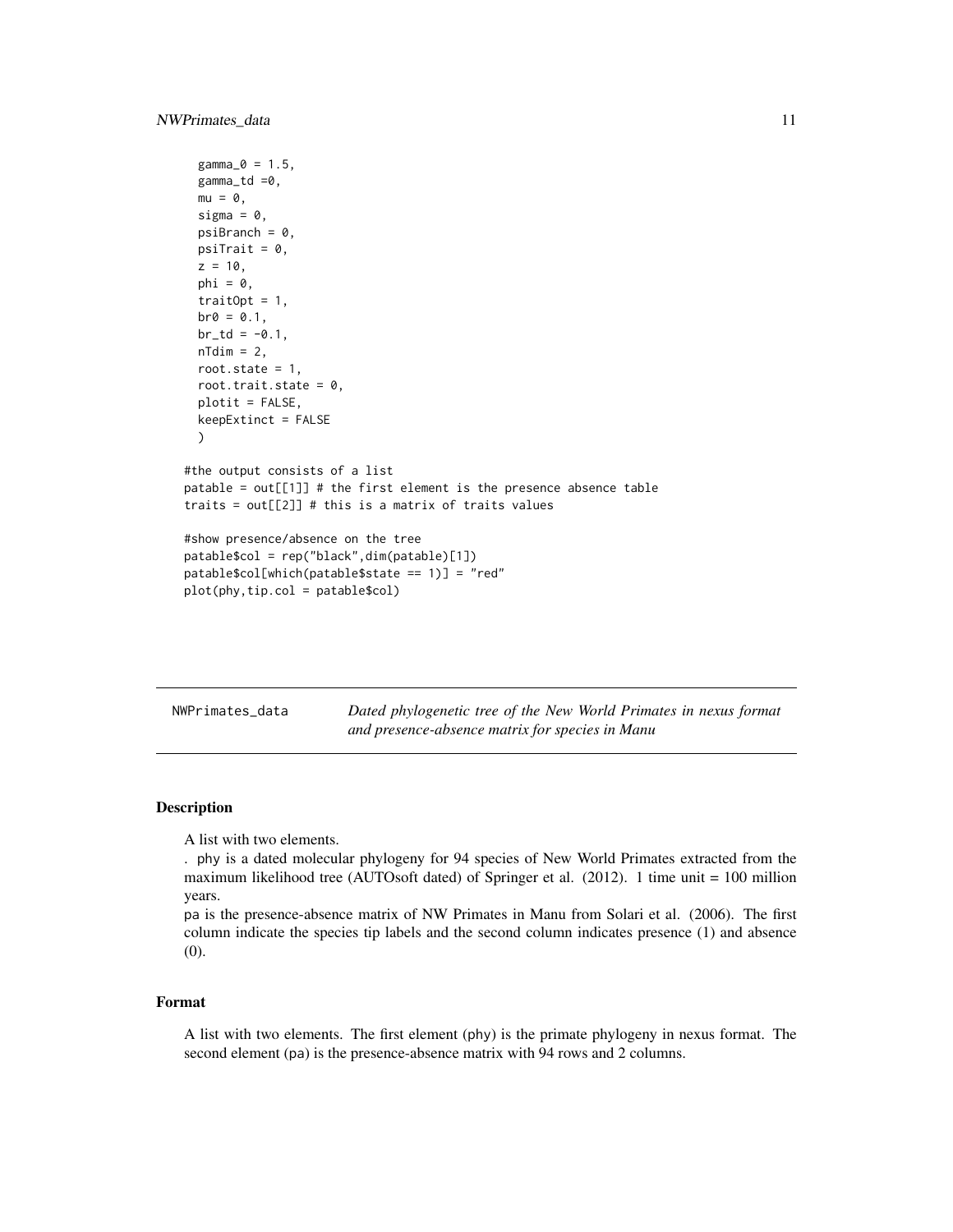```
  gamma_0 = 1.5,
  gamma_td =0,
  mu = 0,
  sigma = 0,
  psiBranch = 0,
  psiTrait = 0,
  z = 10,
  phi = 0,
  traitOpt = 1,
  br0 = 0.1,
  br_td = -0.1,
  nTdim = 2,
  root.state = 1,
  root.trait.state = 0,
  plotit = FALSE,
  keepExtinct = FALSE
  )

#the output consists of a list
patable = out[[1]] # the first element is the presence absence table
traits = out[[2]] # this is a matrix of traits values

#show presence/absence on the tree
patable$col = rep("black",dim(patable)[1])
patable$col[which(patable$state == 1)] = "red"
plot(phy,tip.col = patable$col)
```

---

`NWPrimates_data` *Dated phylogenetic tree of the New World Primates in nexus format and presence-absence matrix for species in Manu*

---

### Description

A list with two elements.

. phy is a dated molecular phylogeny for 94 species of New World Primates extracted from the maximum likelihood tree (AUTOsoft dated) of Springer et al. (2012). 1 time unit = 100 million years.

pa is the presence-absence matrix of NW Primates in Manu from Solari et al. (2006). The first column indicate the species tip labels and the second column indicates presence (1) and absence (0).

### Format

A list with two elements. The first element (phy) is the primate phylogeny in nexus format. The second element (pa) is the presence-absence matrix with 94 rows and 2 columns.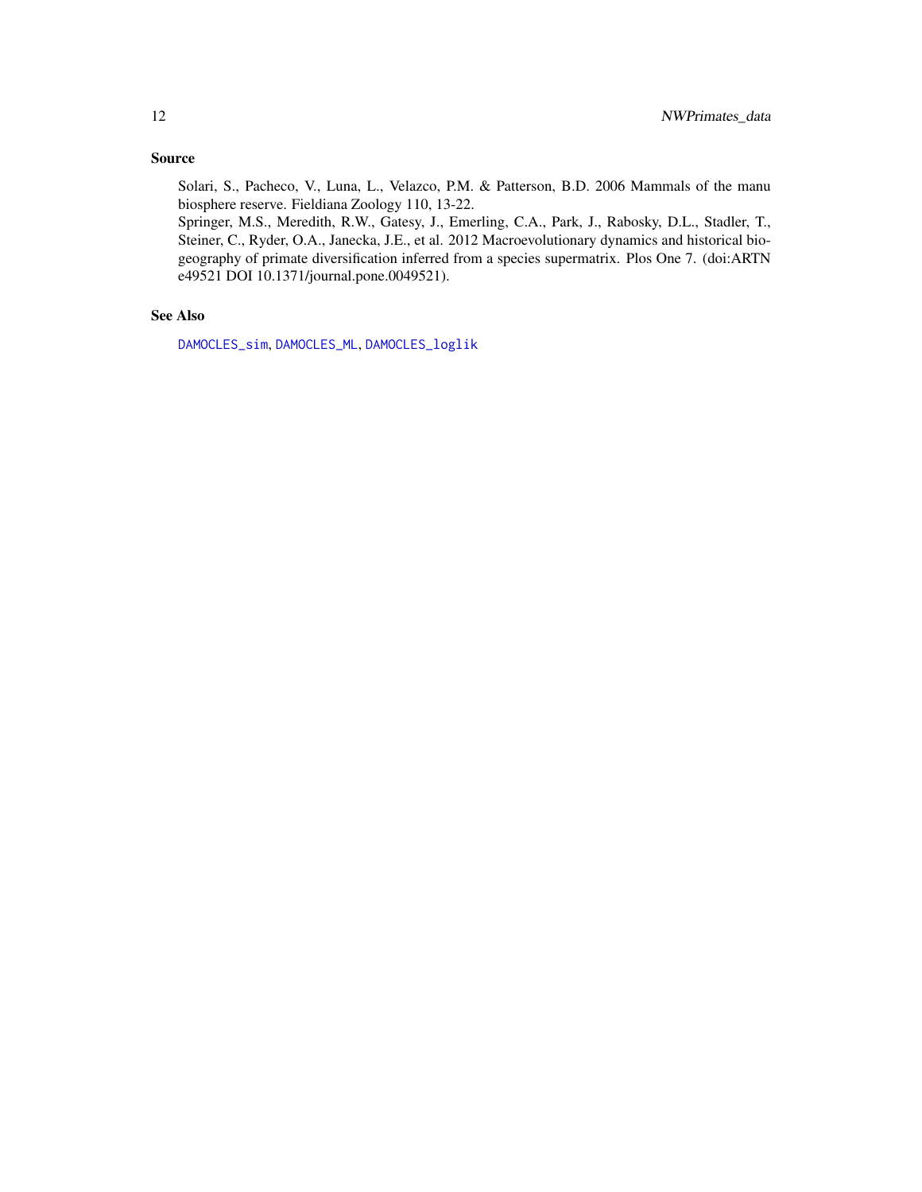### Source

Solari, S., Pacheco, V., Luna, L., Velazco, P.M. & Patterson, B.D. 2006 Mammals of the manu biosphere reserve. Fieldiana Zoology 110, 13-22.
Springer, M.S., Meredith, R.W., Gatesy, J., Emerling, C.A., Park, J., Rabosky, D.L., Stadler, T., Steiner, C., Ryder, O.A., Janecka, J.E., et al. 2012 Macroevolutionary dynamics and historical biogeography of primate diversification inferred from a species supermatrix. Plos One 7. (doi:ARTN e49521 DOI 10.1371/journal.pone.0049521).

### See Also

`DAMOCLES_sim`, `DAMOCLES_ML`, `DAMOCLES_loglik`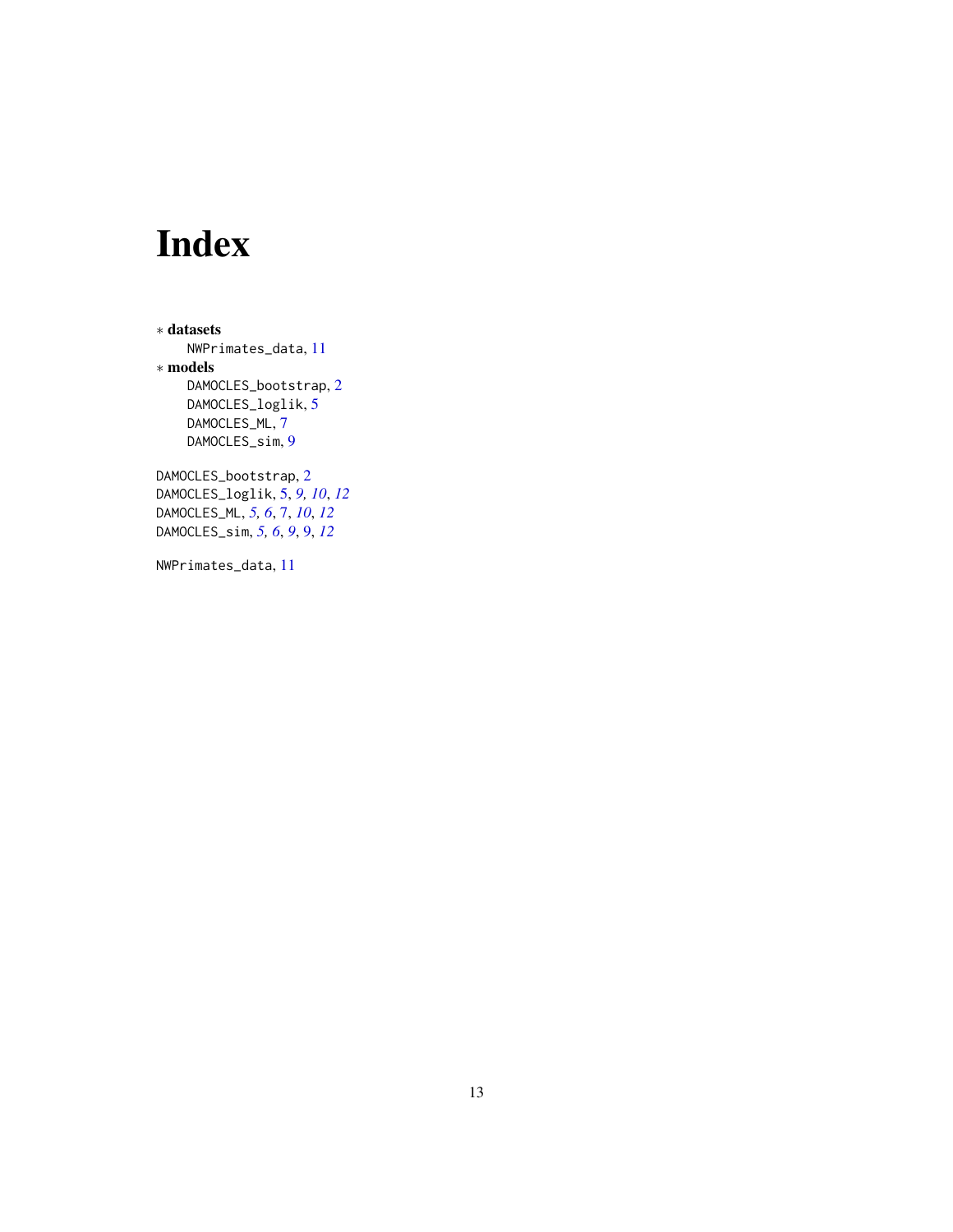# Index

∗ **datasets**
    NWPrimates_data, 11

∗ **models**
    DAMOCLES_bootstrap, 2
    DAMOCLES_loglik, 5
    DAMOCLES_ML, 7
    DAMOCLES_sim, 9

DAMOCLES_bootstrap, 2
DAMOCLES_loglik, 5, *9, 10*, *12*
DAMOCLES_ML, *5, 6*, 7, *10*, *12*
DAMOCLES_sim, *5, 6*, *9*, 9, *12*

NWPrimates_data, 11